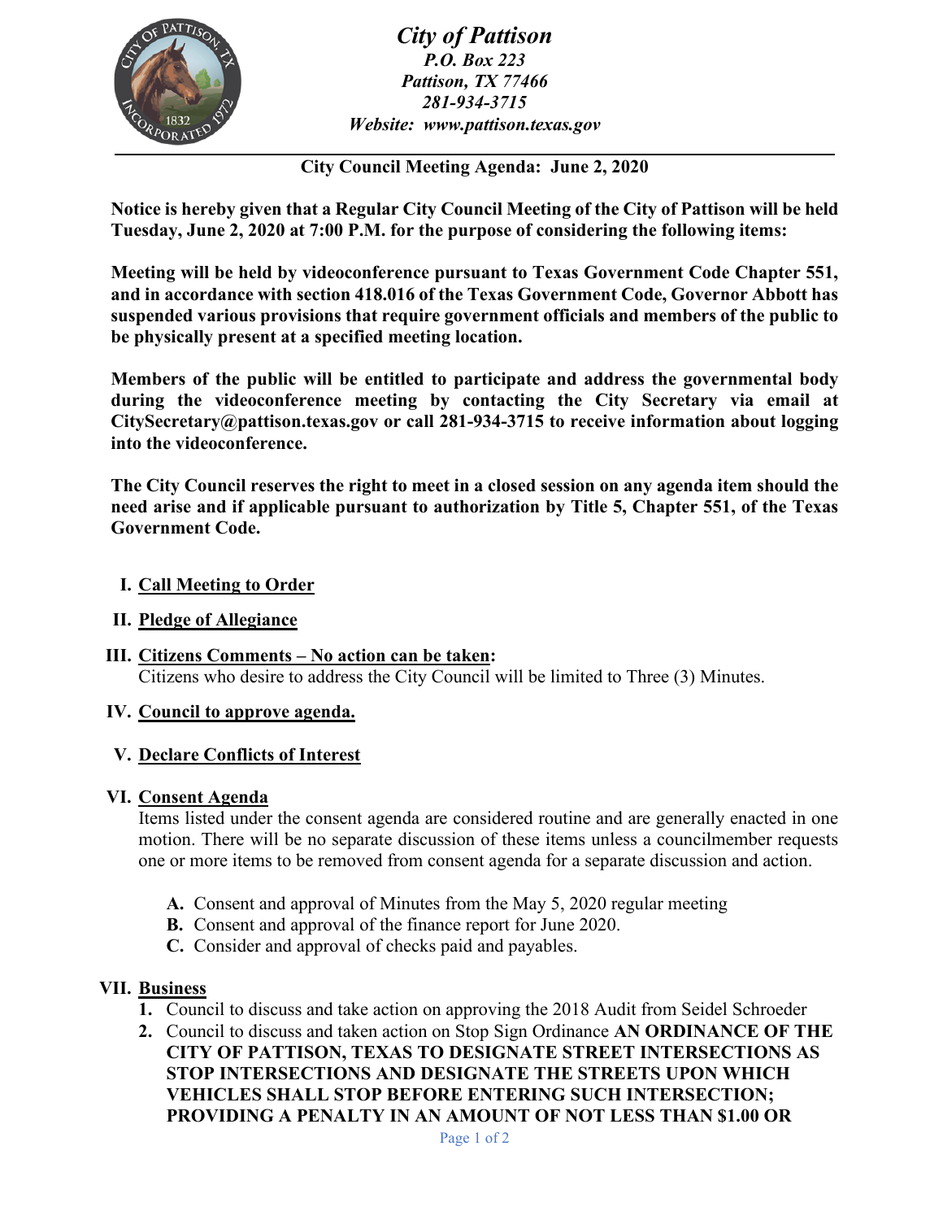# *City of Pattison*

***P.O. Box 223***
***Pattison, TX 77466***
***281-934-3715***
***Website: www.pattison.texas.gov***

---

**City Council Meeting Agenda: June 2, 2020**

**Notice is hereby given that a Regular City Council Meeting of the City of Pattison will be held Tuesday, June 2, 2020 at 7:00 P.M. for the purpose of considering the following items:**

**Meeting will be held by videoconference pursuant to Texas Government Code Chapter 551, and in accordance with section 418.016 of the Texas Government Code, Governor Abbott has suspended various provisions that require government officials and members of the public to be physically present at a specified meeting location.**

**Members of the public will be entitled to participate and address the governmental body during the videoconference meeting by contacting the City Secretary via email at CitySecretary@pattison.texas.gov or call 281-934-3715 to receive information about logging into the videoconference.**

**The City Council reserves the right to meet in a closed session on any agenda item should the need arise and if applicable pursuant to authorization by Title 5, Chapter 551, of the Texas Government Code.**

**I. Call Meeting to Order**

**II. Pledge of Allegiance**

**III. Citizens Comments – No action can be taken:**
Citizens who desire to address the City Council will be limited to Three (3) Minutes.

**IV. Council to approve agenda.**

**V. Declare Conflicts of Interest**

**VI. Consent Agenda**
Items listed under the consent agenda are considered routine and are generally enacted in one motion. There will be no separate discussion of these items unless a councilmember requests one or more items to be removed from consent agenda for a separate discussion and action.

- **A.** Consent and approval of Minutes from the May 5, 2020 regular meeting
- **B.** Consent and approval of the finance report for June 2020.
- **C.** Consider and approval of checks paid and payables.

**VII. Business**

1. Council to discuss and take action on approving the 2018 Audit from Seidel Schroeder
2. Council to discuss and taken action on Stop Sign Ordinance **AN ORDINANCE OF THE CITY OF PATTISON, TEXAS TO DESIGNATE STREET INTERSECTIONS AS STOP INTERSECTIONS AND DESIGNATE THE STREETS UPON WHICH VEHICLES SHALL STOP BEFORE ENTERING SUCH INTERSECTION; PROVIDING A PENALTY IN AN AMOUNT OF NOT LESS THAN $1.00 OR**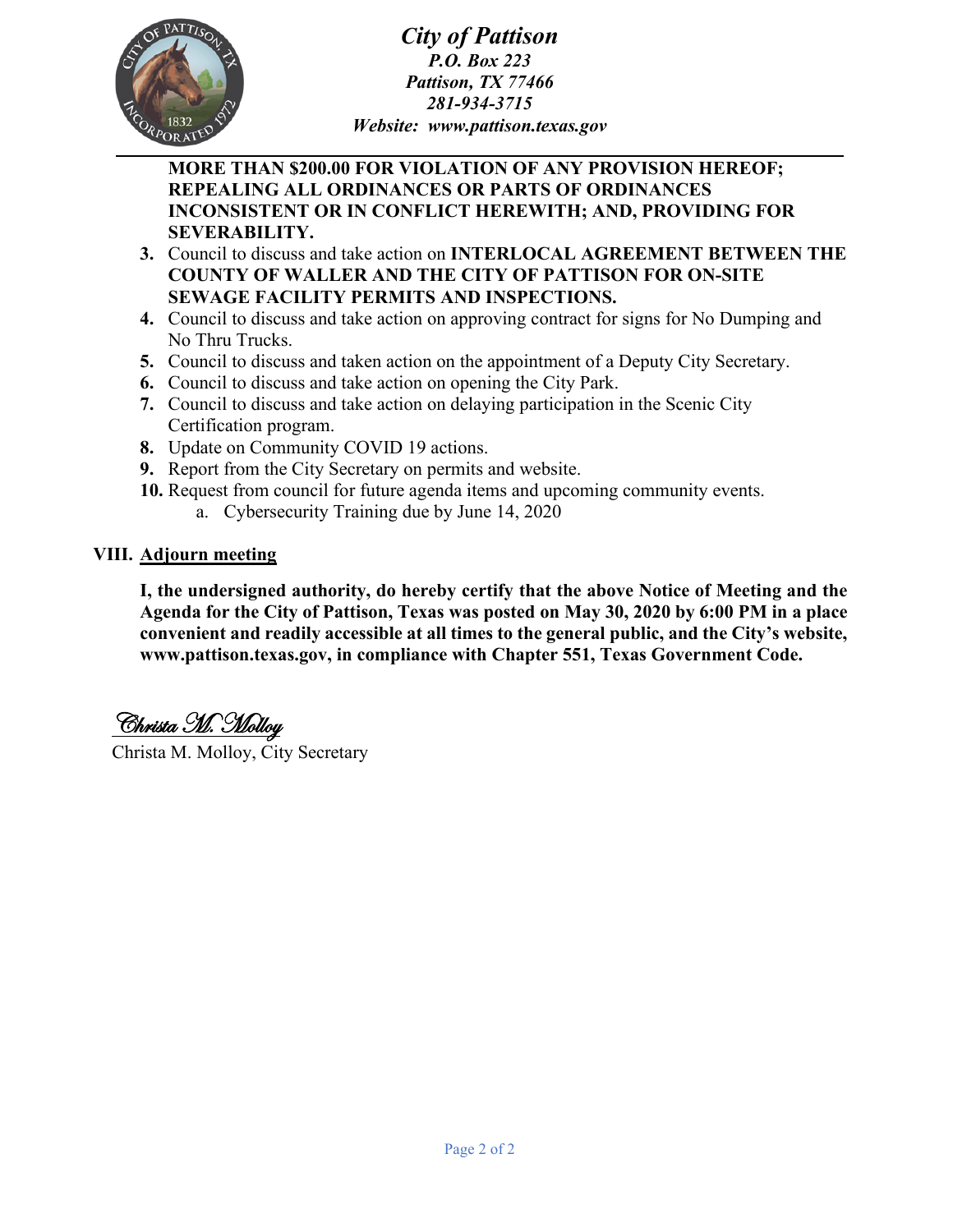**City of Pattison**
**P.O. Box 223**
**Pattison, TX 77466**
**281-934-3715**
**Website: www.pattison.texas.gov**

**MORE THAN $200.00 FOR VIOLATION OF ANY PROVISION HEREOF; REPEALING ALL ORDINANCES OR PARTS OF ORDINANCES INCONSISTENT OR IN CONFLICT HEREWITH; AND, PROVIDING FOR SEVERABILITY.**

3. Council to discuss and take action on **INTERLOCAL AGREEMENT BETWEEN THE COUNTY OF WALLER AND THE CITY OF PATTISON FOR ON-SITE SEWAGE FACILITY PERMITS AND INSPECTIONS.**
4. Council to discuss and take action on approving contract for signs for No Dumping and No Thru Trucks.
5. Council to discuss and taken action on the appointment of a Deputy City Secretary.
6. Council to discuss and take action on opening the City Park.
7. Council to discuss and take action on delaying participation in the Scenic City Certification program.
8. Update on Community COVID 19 actions.
9. Report from the City Secretary on permits and website.
10. Request from council for future agenda items and upcoming community events.
    a. Cybersecurity Training due by June 14, 2020

**VIII. Adjourn meeting**

**I, the undersigned authority, do hereby certify that the above Notice of Meeting and the Agenda for the City of Pattison, Texas was posted on May 30, 2020 by 6:00 PM in a place convenient and readily accessible at all times to the general public, and the City's website, www.pattison.texas.gov, in compliance with Chapter 551, Texas Government Code.**

*Christa M. Molloy*
Christa M. Molloy, City Secretary